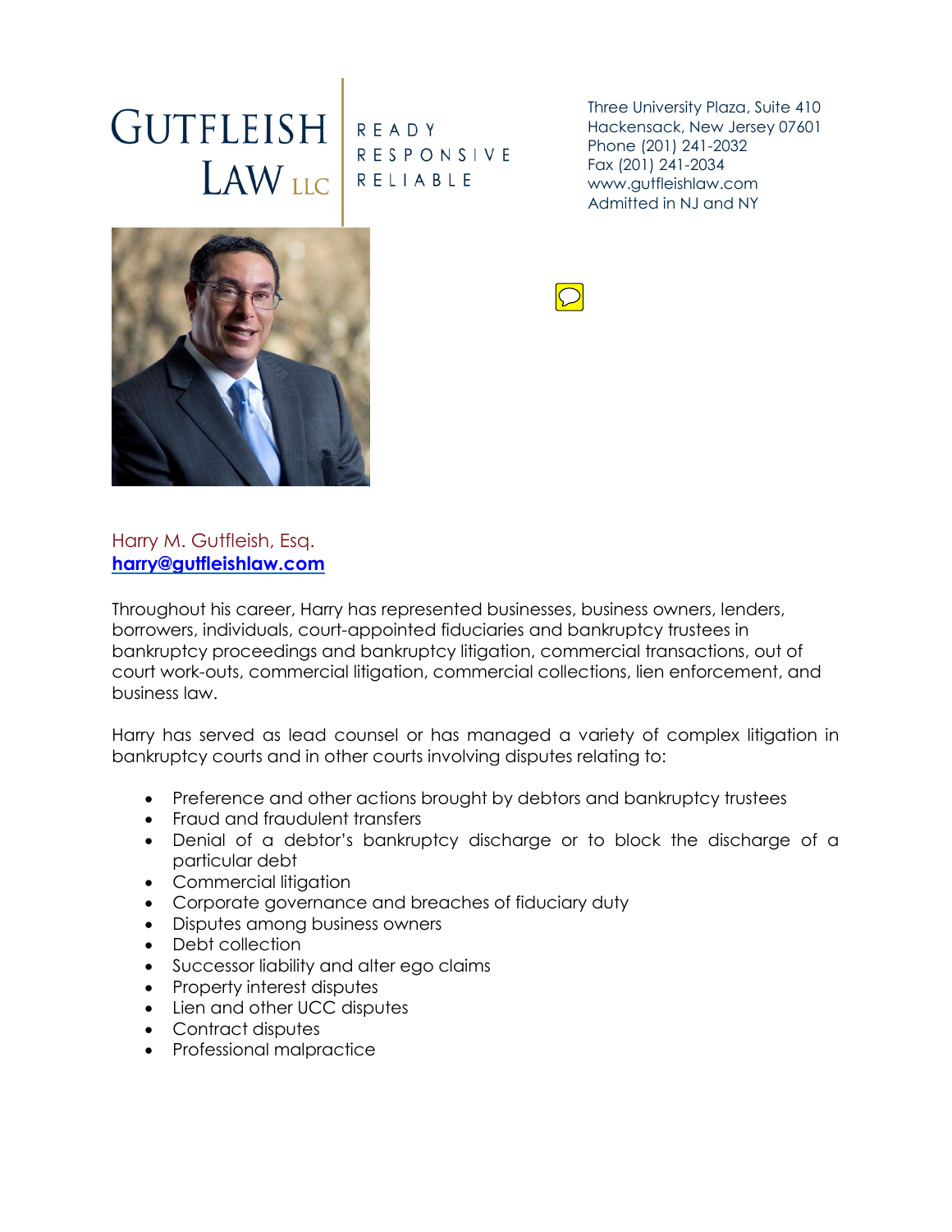# GUTFLEISH LAW LLC

READY
RESPONSIVE
RELIABLE

Three University Plaza, Suite 410
Hackensack, New Jersey 07601
Phone (201) 241-2032
Fax (201) 241-2034
www.gutfleishlaw.com
Admitted in NJ and NY

Harry M. Gutfleish, Esq.
**harry@gutfleishlaw.com**

Throughout his career, Harry has represented businesses, business owners, lenders, borrowers, individuals, court-appointed fiduciaries and bankruptcy trustees in bankruptcy proceedings and bankruptcy litigation, commercial transactions, out of court work-outs, commercial litigation, commercial collections, lien enforcement, and business law.

Harry has served as lead counsel or has managed a variety of complex litigation in bankruptcy courts and in other courts involving disputes relating to:

- Preference and other actions brought by debtors and bankruptcy trustees
- Fraud and fraudulent transfers
- Denial of a debtor's bankruptcy discharge or to block the discharge of a particular debt
- Commercial litigation
- Corporate governance and breaches of fiduciary duty
- Disputes among business owners
- Debt collection
- Successor liability and alter ego claims
- Property interest disputes
- Lien and other UCC disputes
- Contract disputes
- Professional malpractice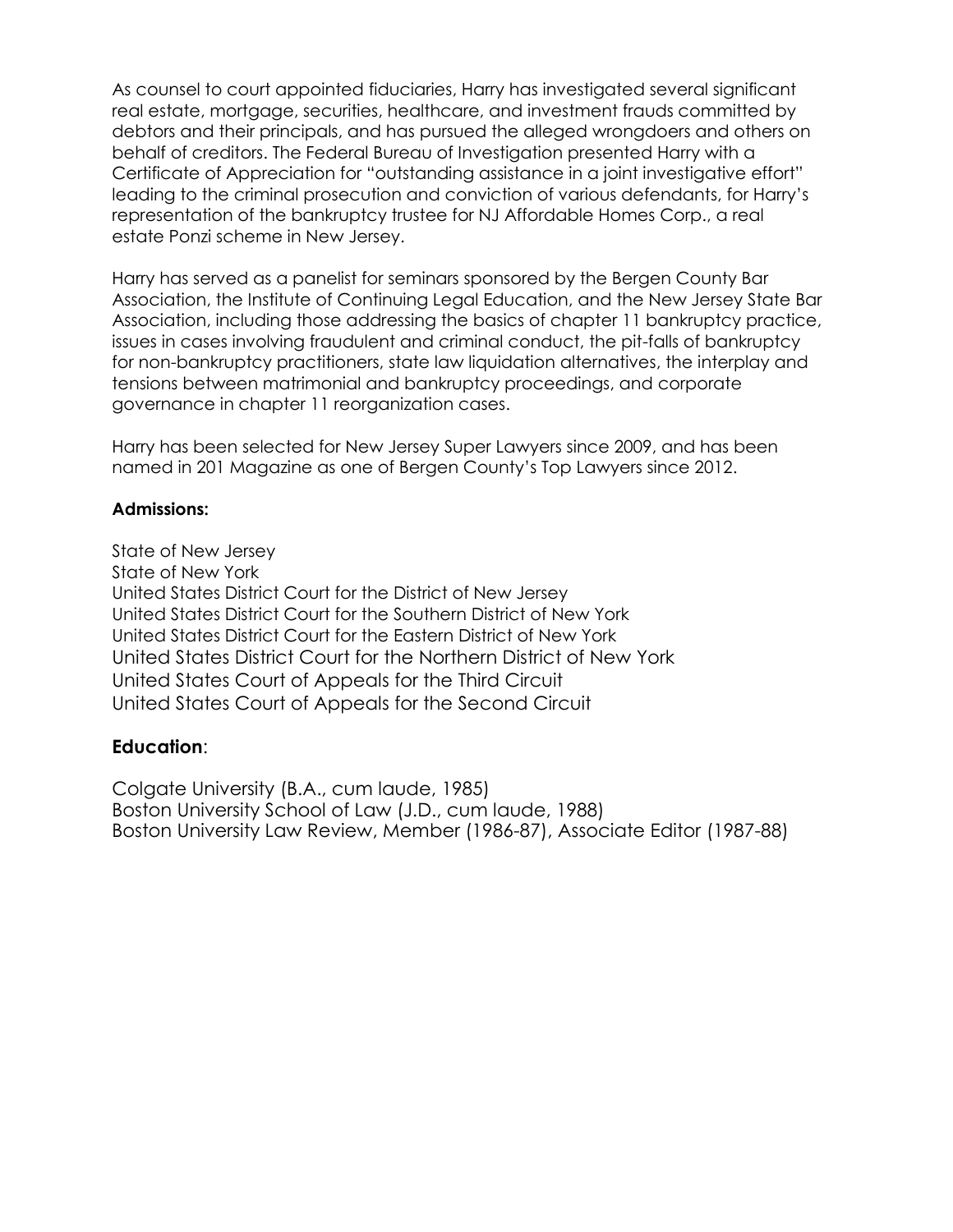As counsel to court appointed fiduciaries, Harry has investigated several significant real estate, mortgage, securities, healthcare, and investment frauds committed by debtors and their principals, and has pursued the alleged wrongdoers and others on behalf of creditors. The Federal Bureau of Investigation presented Harry with a Certificate of Appreciation for "outstanding assistance in a joint investigative effort" leading to the criminal prosecution and conviction of various defendants, for Harry's representation of the bankruptcy trustee for NJ Affordable Homes Corp., a real estate Ponzi scheme in New Jersey.

Harry has served as a panelist for seminars sponsored by the Bergen County Bar Association, the Institute of Continuing Legal Education, and the New Jersey State Bar Association, including those addressing the basics of chapter 11 bankruptcy practice, issues in cases involving fraudulent and criminal conduct, the pit-falls of bankruptcy for non-bankruptcy practitioners, state law liquidation alternatives, the interplay and tensions between matrimonial and bankruptcy proceedings, and corporate governance in chapter 11 reorganization cases.

Harry has been selected for New Jersey Super Lawyers since 2009, and has been named in 201 Magazine as one of Bergen County's Top Lawyers since 2012.

**Admissions:**

State of New Jersey
State of New York
United States District Court for the District of New Jersey
United States District Court for the Southern District of New York
United States District Court for the Eastern District of New York
United States District Court for the Northern District of New York
United States Court of Appeals for the Third Circuit
United States Court of Appeals for the Second Circuit

**Education**:

Colgate University (B.A., cum laude, 1985)
Boston University School of Law (J.D., cum laude, 1988)
Boston University Law Review, Member (1986-87), Associate Editor (1987-88)